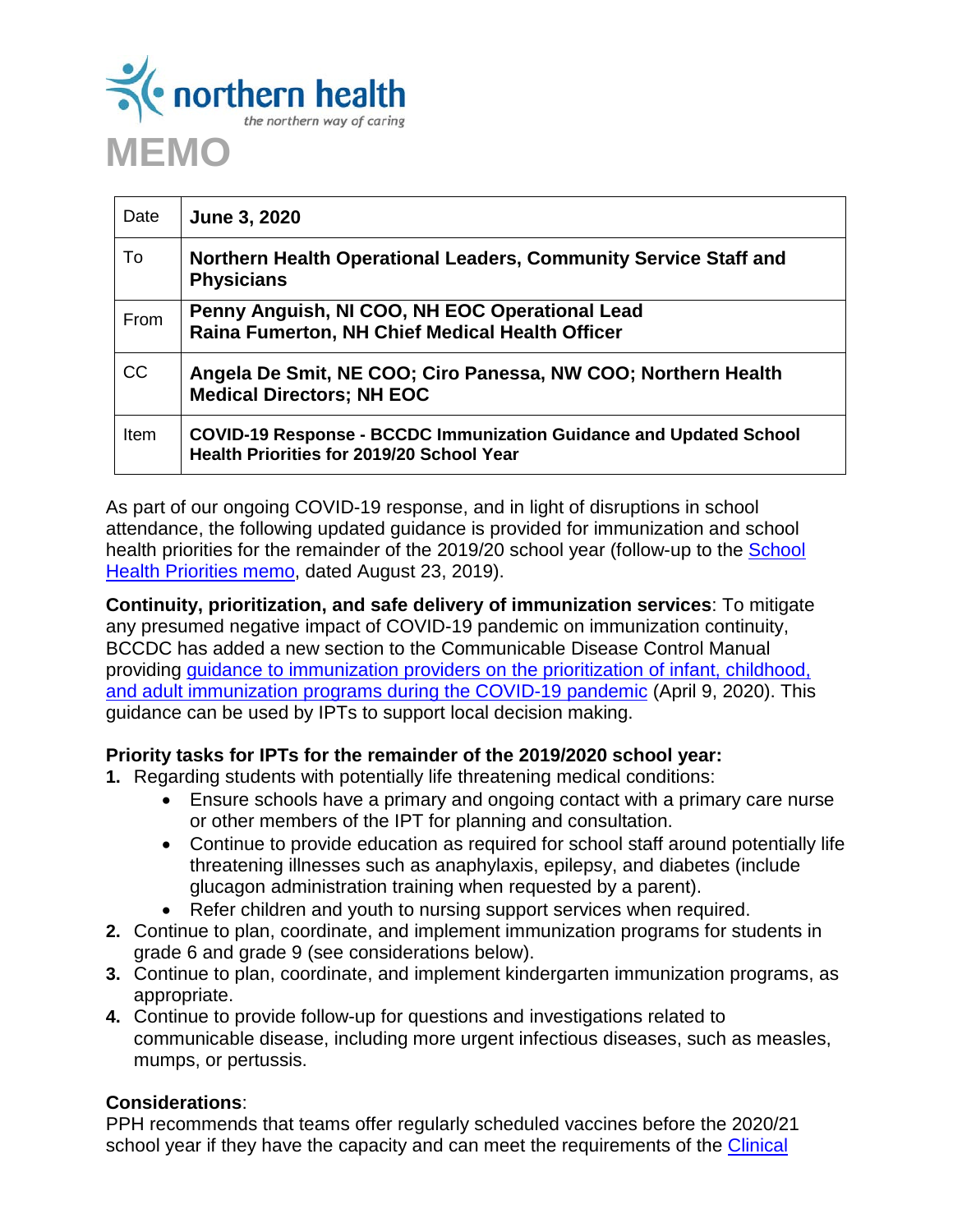# MEMO

| Date | **June 3, 2020** |
|---|---|
| To | **Northern Health Operational Leaders, Community Service Staff and Physicians** |
| From | **Penny Anguish, NI COO, NH EOC Operational Lead**<br>**Raina Fumerton, NH Chief Medical Health Officer** |
| CC | **Angela De Smit, NE COO; Ciro Panessa, NW COO; Northern Health Medical Directors; NH EOC** |
| Item | **COVID-19 Response - BCCDC Immunization Guidance and Updated School Health Priorities for 2019/20 School Year** |

As part of our ongoing COVID-19 response, and in light of disruptions in school attendance, the following updated guidance is provided for immunization and school health priorities for the remainder of the 2019/20 school year (follow-up to the School Health Priorities memo, dated August 23, 2019).

**Continuity, prioritization, and safe delivery of immunization services**: To mitigate any presumed negative impact of COVID-19 pandemic on immunization continuity, BCCDC has added a new section to the Communicable Disease Control Manual providing guidance to immunization providers on the prioritization of infant, childhood, and adult immunization programs during the COVID-19 pandemic (April 9, 2020). This guidance can be used by IPTs to support local decision making.

**Priority tasks for IPTs for the remainder of the 2019/2020 school year:**

1. Regarding students with potentially life threatening medical conditions:
   - Ensure schools have a primary and ongoing contact with a primary care nurse or other members of the IPT for planning and consultation.
   - Continue to provide education as required for school staff around potentially life threatening illnesses such as anaphylaxis, epilepsy, and diabetes (include glucagon administration training when requested by a parent).
   - Refer children and youth to nursing support services when required.
2. Continue to plan, coordinate, and implement immunization programs for students in grade 6 and grade 9 (see considerations below).
3. Continue to plan, coordinate, and implement kindergarten immunization programs, as appropriate.
4. Continue to provide follow-up for questions and investigations related to communicable disease, including more urgent infectious diseases, such as measles, mumps, or pertussis.

**Considerations**:

PPH recommends that teams offer regularly scheduled vaccines before the 2020/21 school year if they have the capacity and can meet the requirements of the Clinical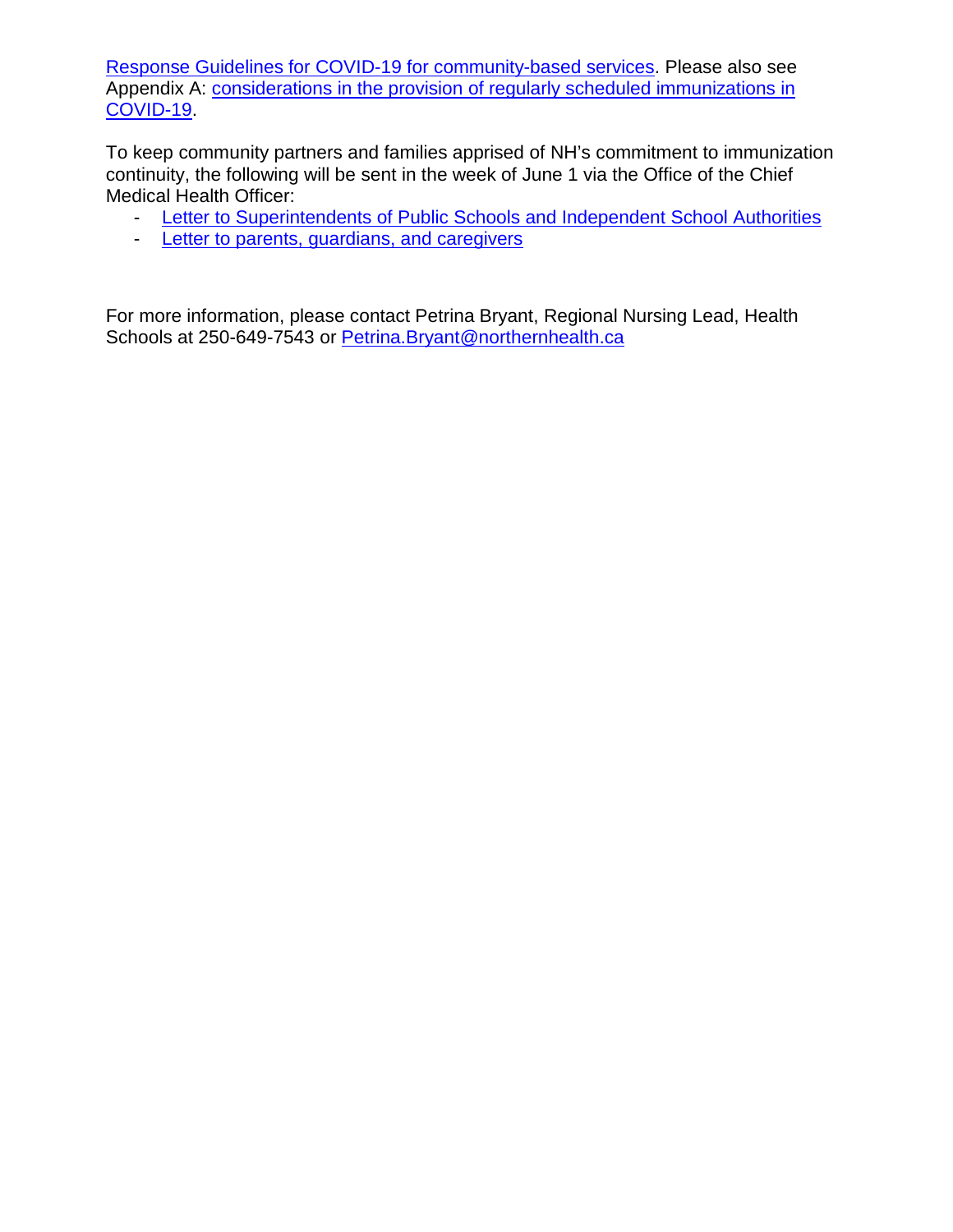Response Guidelines for COVID-19 for community-based services. Please also see Appendix A: considerations in the provision of regularly scheduled immunizations in COVID-19.

To keep community partners and families apprised of NH's commitment to immunization continuity, the following will be sent in the week of June 1 via the Office of the Chief Medical Health Officer:

- Letter to Superintendents of Public Schools and Independent School Authorities
- Letter to parents, guardians, and caregivers

For more information, please contact Petrina Bryant, Regional Nursing Lead, Health Schools at 250-649-7543 or Petrina.Bryant@northernhealth.ca